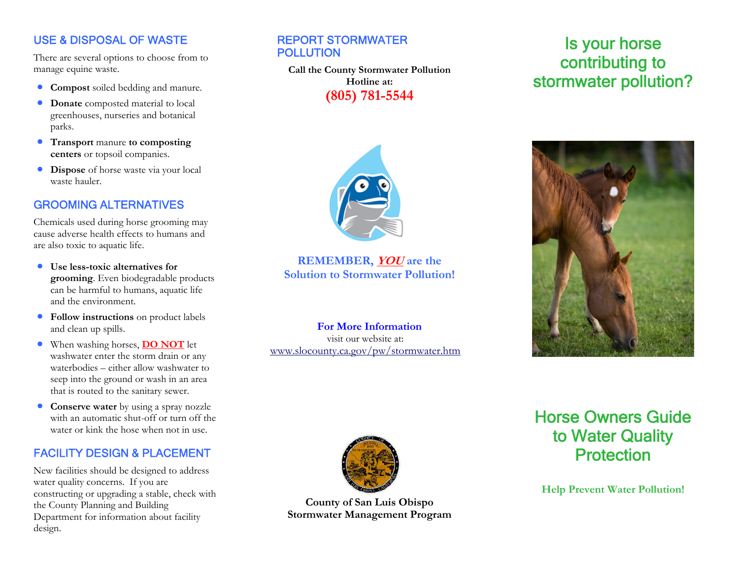## USE & DISPOSAL OF WASTE

There are several options to choose from to manage equine waste.

- **Compost** soiled bedding and manure.
- **Donate** composted material to local greenhouses, nurseries and botanical parks.
- **Transport** manure **to composting centers** or topsoil companies.
- **Dispose** of horse waste via your local waste hauler.

## GROOMING ALTERNATIVES

Chemicals used during horse grooming may cause adverse health effects to humans and are also toxic to aquatic life.

- **Use less-toxic alternatives for grooming**. Even biodegradable products can be harmful to humans, aquatic life and the environment.
- **Follow instructions** on product labels and clean up spills.
- When washing horses, **DO NOT** let washwater enter the storm drain or any waterbodies – either allow washwater to seep into the ground or wash in an area that is routed to the sanitary sewer.
- **Conserve water** by using a spray nozzle with an automatic shut-off or turn off the water or kink the hose when not in use.

## FACILITY DESIGN & PLACEMENT

New facilities should be designed to address water quality concerns. If you are constructing or upgrading a stable, check with the County Planning and Building Department for information about facility design.

## REPORT STORMWATER POLLUTION

**Call the County Stormwater Pollution Hotline at:**

**(805) 781-5544**

**REMEMBER, *YOU* are the Solution to Stormwater Pollution!**

**For More Information**

visit our website at:

www.slocounty.ca.gov/pw/stormwater.htm

**County of San Luis Obispo Stormwater Management Program**

# Is your horse contributing to stormwater pollution?

# Horse Owners Guide to Water Quality Protection

**Help Prevent Water Pollution!**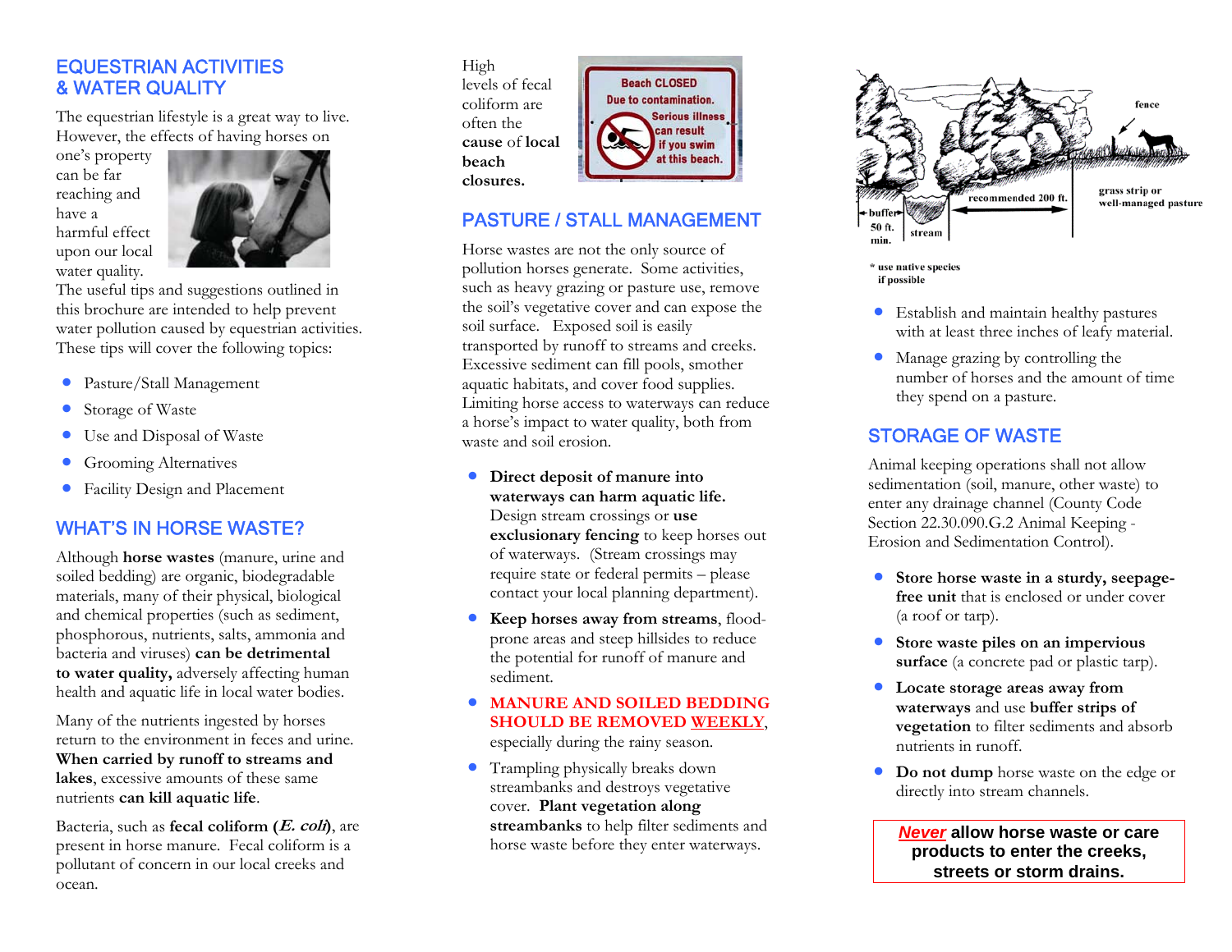## EQUESTRIAN ACTIVITIES & WATER QUALITY

The equestrian lifestyle is a great way to live. However, the effects of having horses on one's property can be far reaching and have a harmful effect upon our local water quality. The useful tips and suggestions outlined in this brochure are intended to help prevent water pollution caused by equestrian activities. These tips will cover the following topics:

- Pasture/Stall Management
- Storage of Waste
- Use and Disposal of Waste
- Grooming Alternatives
- Facility Design and Placement

## WHAT'S IN HORSE WASTE?

Although **horse wastes** (manure, urine and soiled bedding) are organic, biodegradable materials, many of their physical, biological and chemical properties (such as sediment, phosphorous, nutrients, salts, ammonia and bacteria and viruses) **can be detrimental to water quality,** adversely affecting human health and aquatic life in local water bodies.

Many of the nutrients ingested by horses return to the environment in feces and urine. **When carried by runoff to streams and lakes**, excessive amounts of these same nutrients **can kill aquatic life**.

Bacteria, such as **fecal coliform (*E. coli*)**, are present in horse manure. Fecal coliform is a pollutant of concern in our local creeks and ocean.

High levels of fecal coliform are often the **cause** of **local beach closures.**

Beach CLOSED
Due to contamination.
Serious illness can result if you swim at this beach.

## PASTURE / STALL MANAGEMENT

Horse wastes are not the only source of pollution horses generate. Some activities, such as heavy grazing or pasture use, remove the soil's vegetative cover and can expose the soil surface. Exposed soil is easily transported by runoff to streams and creeks. Excessive sediment can fill pools, smother aquatic habitats, and cover food supplies. Limiting horse access to waterways can reduce a horse's impact to water quality, both from waste and soil erosion.

- **Direct deposit of manure into waterways can harm aquatic life.** Design stream crossings or **use exclusionary fencing** to keep horses out of waterways. (Stream crossings may require state or federal permits – please contact your local planning department).
- **Keep horses away from streams**, flood-prone areas and steep hillsides to reduce the potential for runoff of manure and sediment.
- **MANURE AND SOILED BEDDING SHOULD BE REMOVED WEEKLY**, especially during the rainy season.
- Trampling physically breaks down streambanks and destroys vegetative cover. **Plant vegetation along streambanks** to help filter sediments and horse waste before they enter waterways.

fence
buffer
50 ft. min.
stream
recommended 200 ft.
grass strip or well-managed pasture

\* use native species if possible

- Establish and maintain healthy pastures with at least three inches of leafy material.
- Manage grazing by controlling the number of horses and the amount of time they spend on a pasture.

## STORAGE OF WASTE

Animal keeping operations shall not allow sedimentation (soil, manure, other waste) to enter any drainage channel (County Code Section 22.30.090.G.2 Animal Keeping - Erosion and Sedimentation Control).

- **Store horse waste in a sturdy, seepage-free unit** that is enclosed or under cover (a roof or tarp).
- **Store waste piles on an impervious surface** (a concrete pad or plastic tarp).
- **Locate storage areas away from waterways** and use **buffer strips of vegetation** to filter sediments and absorb nutrients in runoff.
- **Do not dump** horse waste on the edge or directly into stream channels.

***Never*** **allow horse waste or care products to enter the creeks, streets or storm drains.**